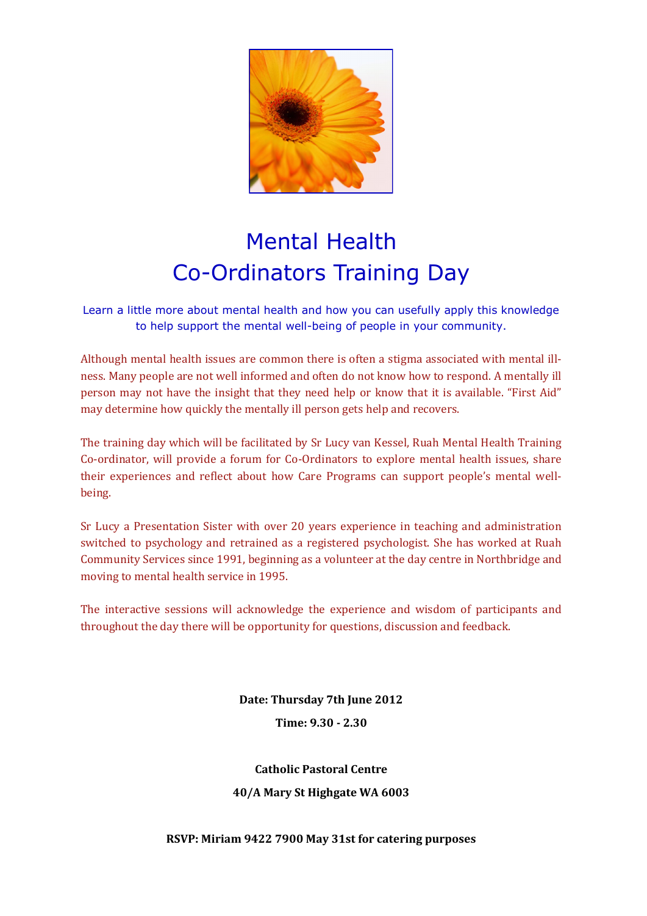# Mental Health
# Co-Ordinators Training Day

Learn a little more about mental health and how you can usefully apply this knowledge to help support the mental well-being of people in your community.

Although mental health issues are common there is often a stigma associated with mental illness. Many people are not well informed and often do not know how to respond. A mentally ill person may not have the insight that they need help or know that it is available. "First Aid" may determine how quickly the mentally ill person gets help and recovers.

The training day which will be facilitated by Sr Lucy van Kessel, Ruah Mental Health Training Co-ordinator, will provide a forum for Co-Ordinators to explore mental health issues, share their experiences and reflect about how Care Programs can support people's mental well-being.

Sr Lucy a Presentation Sister with over 20 years experience in teaching and administration switched to psychology and retrained as a registered psychologist. She has worked at Ruah Community Services since 1991, beginning as a volunteer at the day centre in Northbridge and moving to mental health service in 1995.

The interactive sessions will acknowledge the experience and wisdom of participants and throughout the day there will be opportunity for questions, discussion and feedback.

**Date: Thursday 7th June 2012**

**Time: 9.30 - 2.30**

**Catholic Pastoral Centre**

**40/A Mary St Highgate WA 6003**

**RSVP: Miriam 9422 7900 May 31st for catering purposes**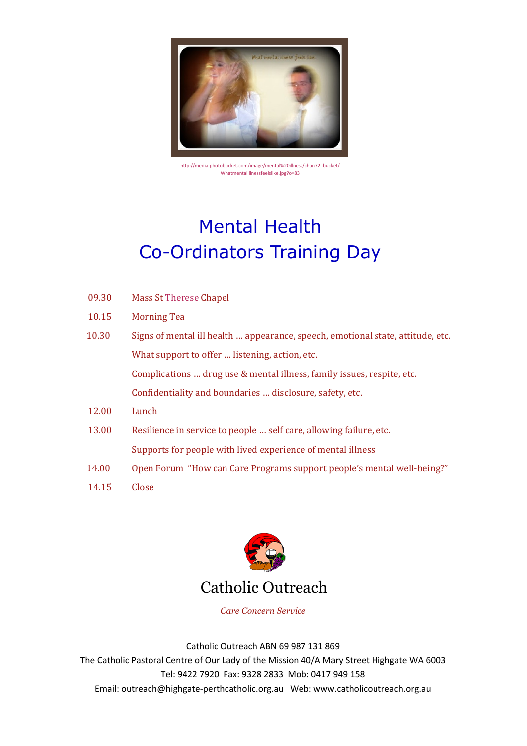http://media.photobucket.com/image/mental%20illness/chan72_bucket/Whatmentalillnessfeelslike.jpg?o=83

# Mental Health Co-Ordinators Training Day

| | |
|---|---|
| 09.30 | Mass St Therese Chapel |
| 10.15 | Morning Tea |
| 10.30 | Signs of mental ill health … appearance, speech, emotional state, attitude, etc. |
| | What support to offer … listening, action, etc. |
| | Complications … drug use & mental illness, family issues, respite, etc. |
| | Confidentiality and boundaries … disclosure, safety, etc. |
| 12.00 | Lunch |
| 13.00 | Resilience in service to people … self care, allowing failure, etc. |
| | Supports for people with lived experience of mental illness |
| 14.00 | Open Forum "How can Care Programs support people's mental well-being?" |
| 14.15 | Close |

Catholic Outreach

*Care Concern Service*

Catholic Outreach ABN 69 987 131 869
The Catholic Pastoral Centre of Our Lady of the Mission 40/A Mary Street Highgate WA 6003
Tel: 9422 7920 Fax: 9328 2833 Mob: 0417 949 158
Email: outreach@highgate-perthcatholic.org.au Web: www.catholicoutreach.org.au